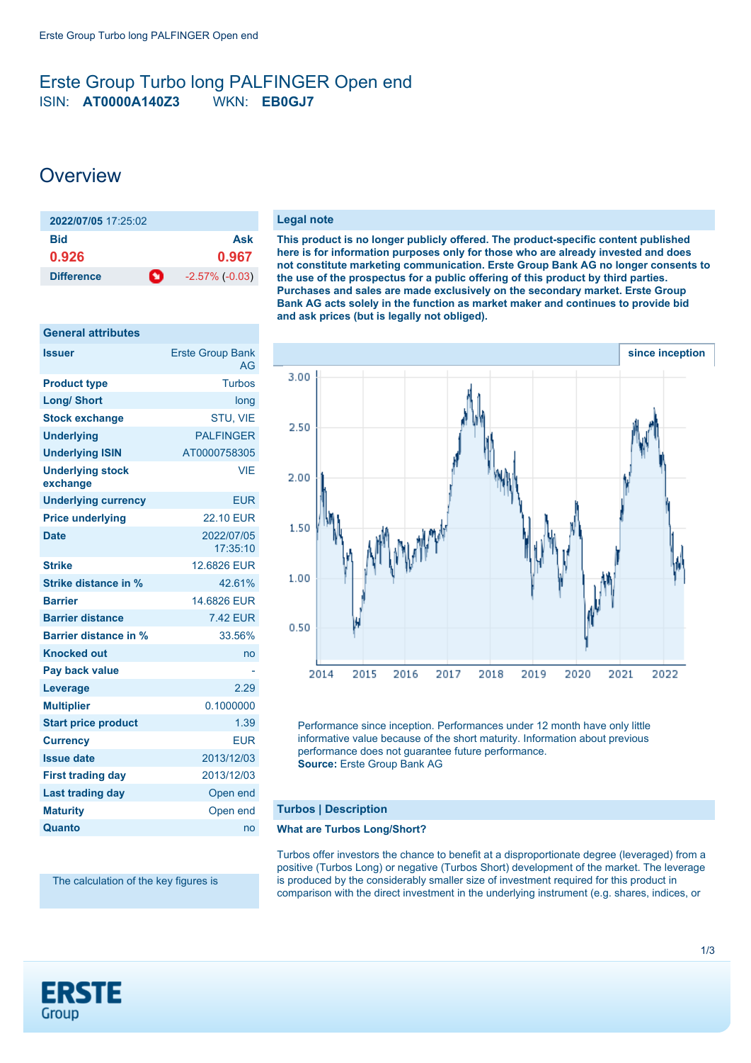# Erste Group Turbo long PALFINGER Open end

ISIN: **AT0000A140Z3** WKN: **EB0GJ7**

## Overview

| 2022/07/05 17:25:02 | |
|---|---|
| **Bid** | **Ask** |
| 0.926 | 0.967 |
| **Difference** | -2.57% (-0.03) |

| General attributes | |
|---|---|
| **Issuer** | Erste Group Bank AG |
| **Product type** | Turbos |
| **Long/ Short** | long |
| **Stock exchange** | STU, VIE |
| **Underlying** | PALFINGER |
| **Underlying ISIN** | AT0000758305 |
| **Underlying stock exchange** | VIE |
| **Underlying currency** | EUR |
| **Price underlying** | 22.10 EUR |
| **Date** | 2022/07/05 17:35:10 |
| **Strike** | 12.6826 EUR |
| **Strike distance in %** | 42.61% |
| **Barrier** | 14.6826 EUR |
| **Barrier distance** | 7.42 EUR |
| **Barrier distance in %** | 33.56% |
| **Knocked out** | no |
| **Pay back value** | - |
| **Leverage** | 2.29 |
| **Multiplier** | 0.1000000 |
| **Start price product** | 1.39 |
| **Currency** | EUR |
| **Issue date** | 2013/12/03 |
| **First trading day** | 2013/12/03 |
| **Last trading day** | Open end |
| **Maturity** | Open end |
| **Quanto** | no |

The calculation of the key figures is

### Legal note

**This product is no longer publicly offered. The product-specific content published here is for information purposes only for those who are already invested and does not constitute marketing communication. Erste Group Bank AG no longer consents to the use of the prospectus for a public offering of this product by third parties. Purchases and sales are made exclusively on the secondary market. Erste Group Bank AG acts solely in the function as market maker and continues to provide bid and ask prices (but is legally not obliged).**

since inception

Performance since inception. Performances under 12 month have only little informative value because of the short maturity. Information about previous performance does not guarantee future performance.
**Source:** Erste Group Bank AG

### Turbos | Description

**What are Turbos Long/Short?**

Turbos offer investors the chance to benefit at a disproportionate degree (leveraged) from a positive (Turbos Long) or negative (Turbos Short) development of the market. The leverage is produced by the considerably smaller size of investment required for this product in comparison with the direct investment in the underlying instrument (e.g. shares, indices, or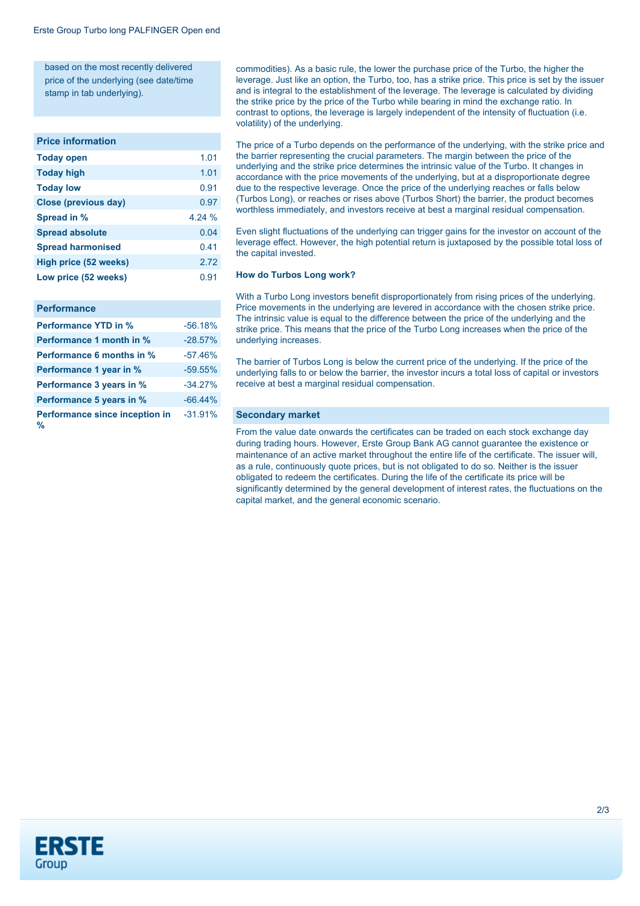based on the most recently delivered price of the underlying (see date/time stamp in tab underlying).

| Price information | |
|---|---|
| **Today open** | 1.01 |
| **Today high** | 1.01 |
| **Today low** | 0.91 |
| **Close (previous day)** | 0.97 |
| **Spread in %** | 4.24 % |
| **Spread absolute** | 0.04 |
| **Spread harmonised** | 0.41 |
| **High price (52 weeks)** | 2.72 |
| **Low price (52 weeks)** | 0.91 |

| Performance | |
|---|---|
| **Performance YTD in %** | -56.18% |
| **Performance 1 month in %** | -28.57% |
| **Performance 6 months in %** | -57.46% |
| **Performance 1 year in %** | -59.55% |
| **Performance 3 years in %** | -34.27% |
| **Performance 5 years in %** | -66.44% |
| **Performance since inception in %** | -31.91% |

commodities). As a basic rule, the lower the purchase price of the Turbo, the higher the leverage. Just like an option, the Turbo, too, has a strike price. This price is set by the issuer and is integral to the establishment of the leverage. The leverage is calculated by dividing the strike price by the price of the Turbo while bearing in mind the exchange ratio. In contrast to options, the leverage is largely independent of the intensity of fluctuation (i.e. volatility) of the underlying.

The price of a Turbo depends on the performance of the underlying, with the strike price and the barrier representing the crucial parameters. The margin between the price of the underlying and the strike price determines the intrinsic value of the Turbo. It changes in accordance with the price movements of the underlying, but at a disproportionate degree due to the respective leverage. Once the price of the underlying reaches or falls below (Turbos Long), or reaches or rises above (Turbos Short) the barrier, the product becomes worthless immediately, and investors receive at best a marginal residual compensation.

Even slight fluctuations of the underlying can trigger gains for the investor on account of the leverage effect. However, the high potential return is juxtaposed by the possible total loss of the capital invested.

**How do Turbos Long work?**

With a Turbo Long investors benefit disproportionately from rising prices of the underlying. Price movements in the underlying are levered in accordance with the chosen strike price. The intrinsic value is equal to the difference between the price of the underlying and the strike price. This means that the price of the Turbo Long increases when the price of the underlying increases.

The barrier of Turbos Long is below the current price of the underlying. If the price of the underlying falls to or below the barrier, the investor incurs a total loss of capital or investors receive at best a marginal residual compensation.

## Secondary market

From the value date onwards the certificates can be traded on each stock exchange day during trading hours. However, Erste Group Bank AG cannot guarantee the existence or maintenance of an active market throughout the entire life of the certificate. The issuer will, as a rule, continuously quote prices, but is not obligated to do so. Neither is the issuer obligated to redeem the certificates. During the life of the certificate its price will be significantly determined by the general development of interest rates, the fluctuations on the capital market, and the general economic scenario.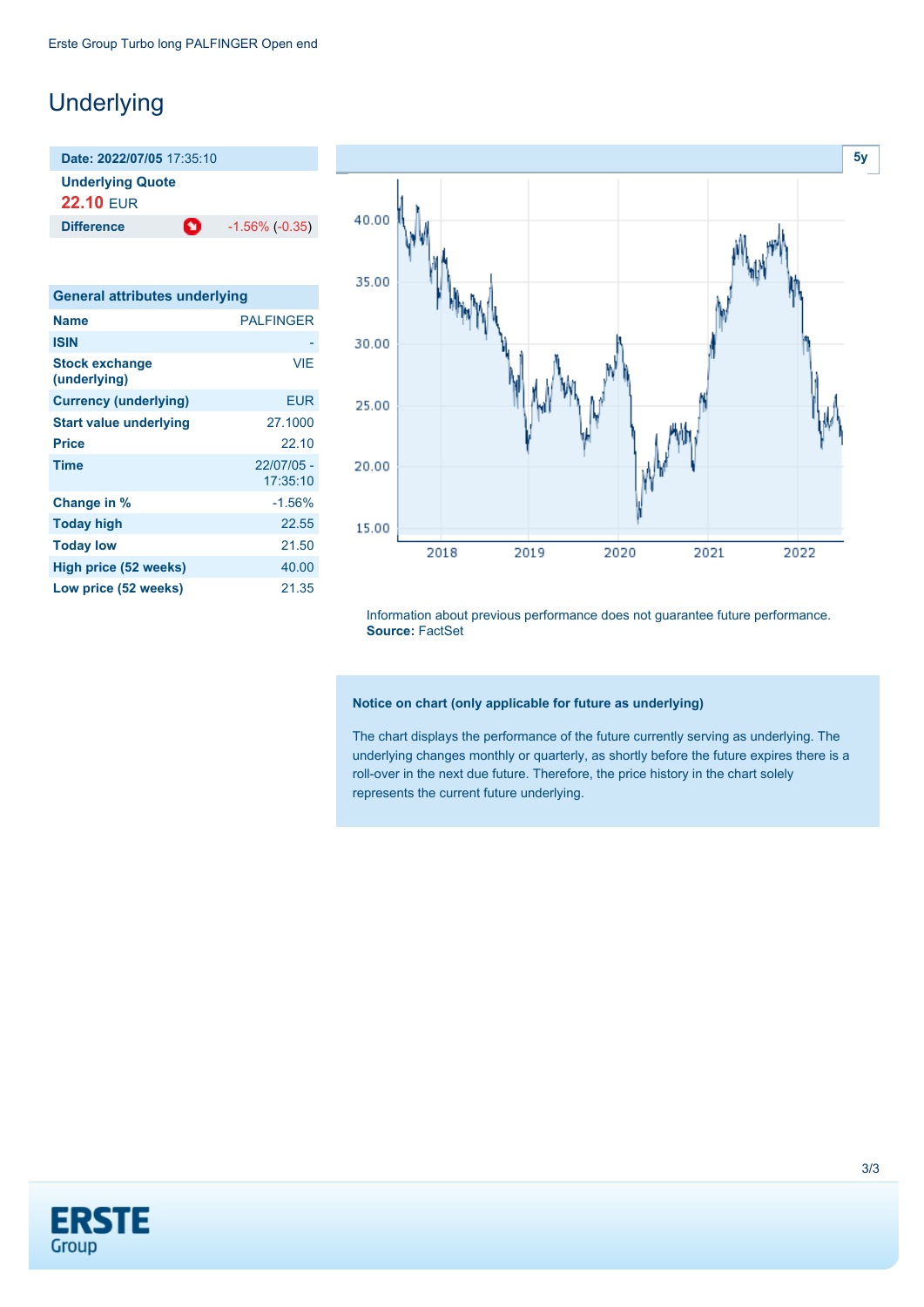# Underlying

**Date: 2022/07/05** 17:35:10

**Underlying Quote**

**22.10** EUR

**Difference** -1.56% (-0.35)

| General attributes underlying | |
|---|---|
| **Name** | PALFINGER |
| **ISIN** | - |
| **Stock exchange (underlying)** | VIE |
| **Currency (underlying)** | EUR |
| **Start value underlying** | 27.1000 |
| **Price** | 22.10 |
| **Time** | 22/07/05 - 17:35:10 |
| **Change in %** | -1.56% |
| **Today high** | 22.55 |
| **Today low** | 21.50 |
| **High price (52 weeks)** | 40.00 |
| **Low price (52 weeks)** | 21.35 |

5y

40.00
35.00
30.00
25.00
20.00
15.00

2018
2019
2020
2021
2022

Information about previous performance does not guarantee future performance.
**Source:** FactSet

**Notice on chart (only applicable for future as underlying)**

The chart displays the performance of the future currently serving as underlying. The underlying changes monthly or quarterly, as shortly before the future expires there is a roll-over in the next due future. Therefore, the price history in the chart solely represents the current future underlying.